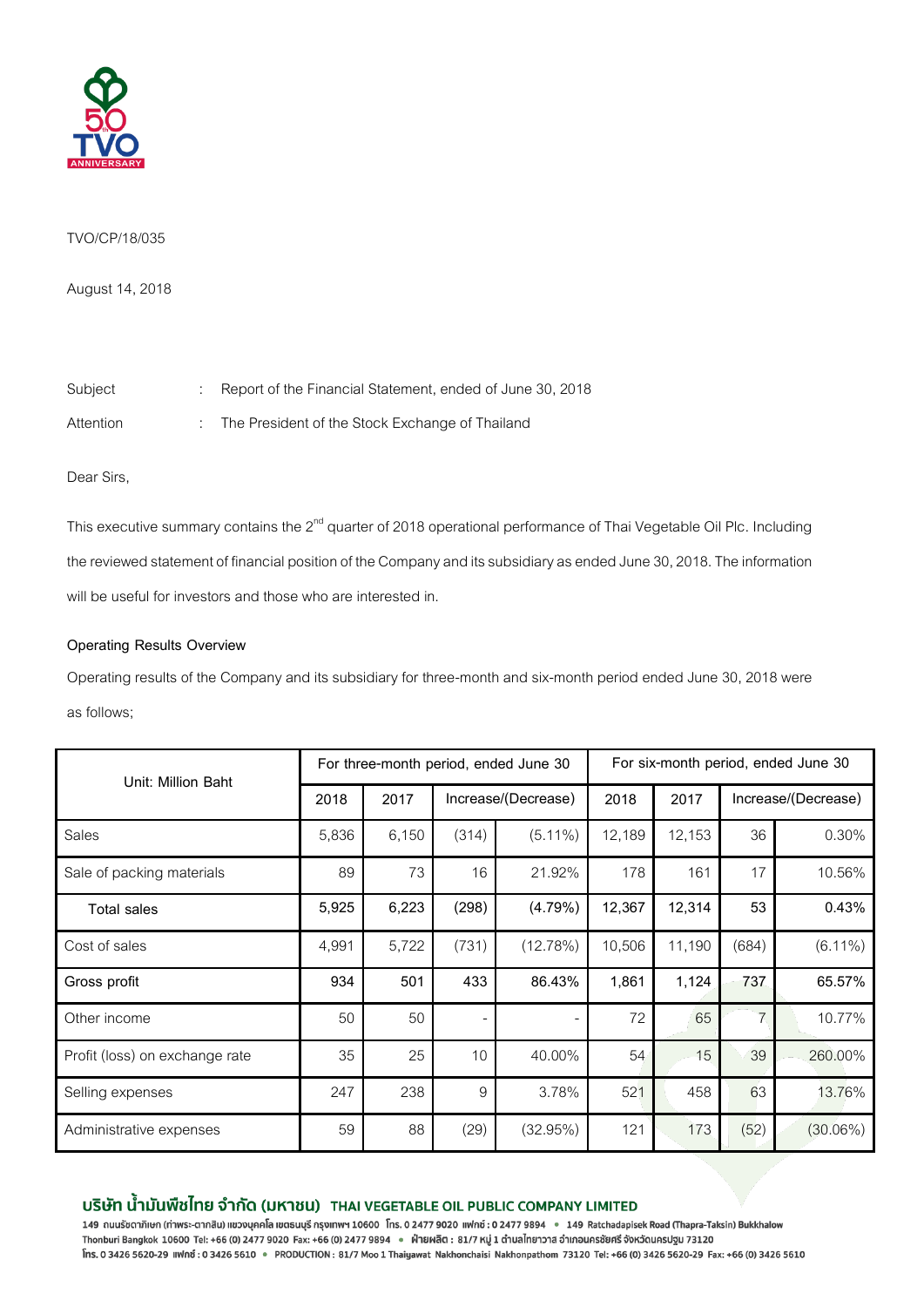TVO/CP/18/035

August 14, 2018

Subject : Report of the Financial Statement, ended of June 30, 2018

Attention : The President of the Stock Exchange of Thailand

Dear Sirs,

This executive summary contains the 2nd quarter of 2018 operational performance of Thai Vegetable Oil Plc. Including the reviewed statement of financial position of the Company and its subsidiary as ended June 30, 2018. The information will be useful for investors and those who are interested in.

**Operating Results Overview**

Operating results of the Company and its subsidiary for three-month and six-month period ended June 30, 2018 were as follows;

| Unit: Million Baht | For three-month period, ended June 30 | | | | For six-month period, ended June 30 | | | |
|---|---|---|---|---|---|---|---|---|
| | 2018 | 2017 | Increase/(Decrease) | | 2018 | 2017 | Increase/(Decrease) | |
| Sales | 5,836 | 6,150 | (314) | (5.11%) | 12,189 | 12,153 | 36 | 0.30% |
| Sale of packing materials | 89 | 73 | 16 | 21.92% | 178 | 161 | 17 | 10.56% |
| **Total sales** | **5,925** | **6,223** | **(298)** | **(4.79%)** | **12,367** | **12,314** | **53** | **0.43%** |
| Cost of sales | 4,991 | 5,722 | (731) | (12.78%) | 10,506 | 11,190 | (684) | (6.11%) |
| **Gross profit** | **934** | **501** | **433** | **86.43%** | **1,861** | **1,124** | **737** | **65.57%** |
| Other income | 50 | 50 | - | - | 72 | 65 | 7 | 10.77% |
| Profit (loss) on exchange rate | 35 | 25 | 10 | 40.00% | 54 | 15 | 39 | 260.00% |
| Selling expenses | 247 | 238 | 9 | 3.78% | 521 | 458 | 63 | 13.76% |
| Administrative expenses | 59 | 88 | (29) | (32.95%) | 121 | 173 | (52) | (30.06%) |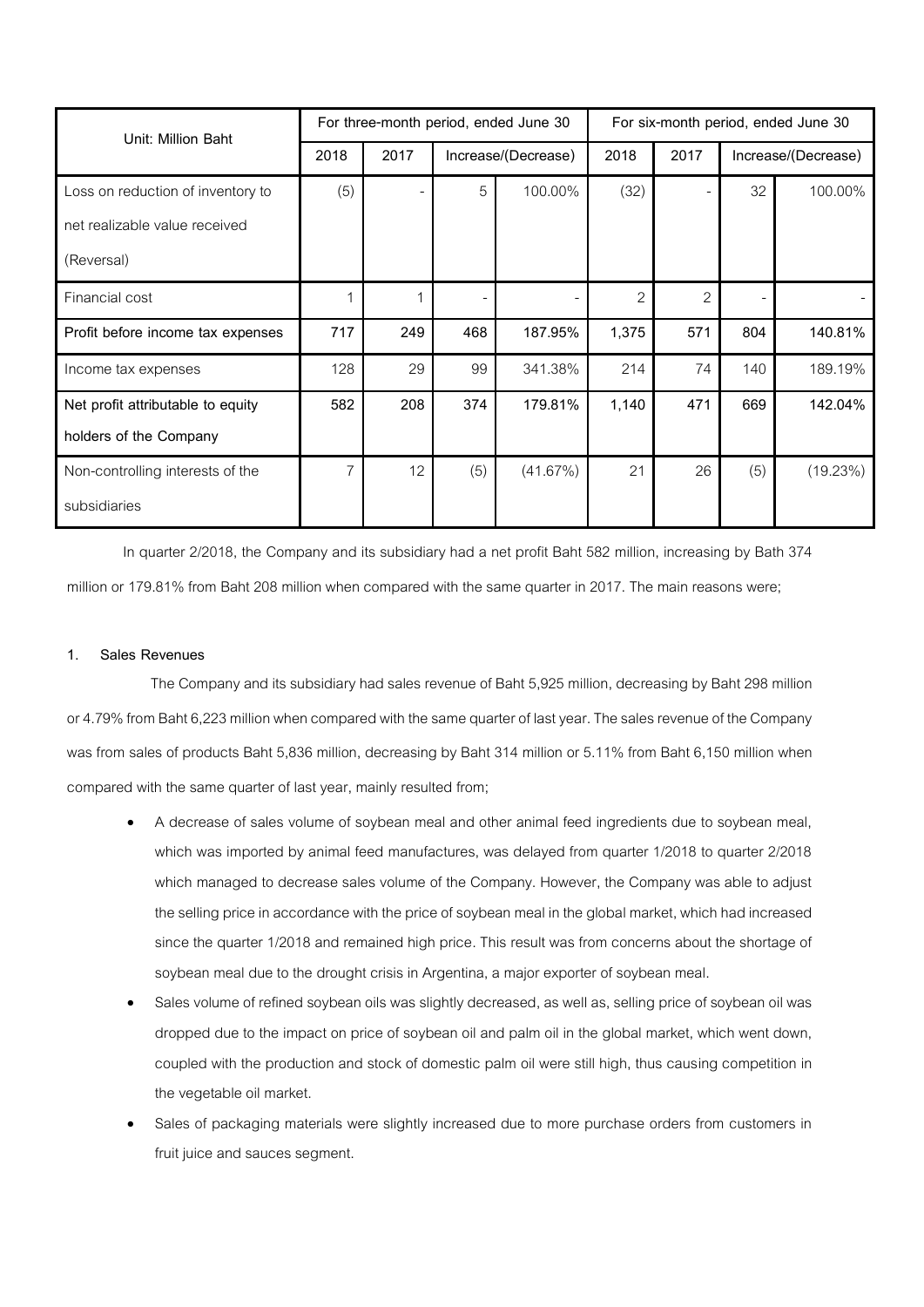| Unit: Million Baht | For three-month period, ended June 30 | | | | For six-month period, ended June 30 | | | |
|---|---|---|---|---|---|---|---|---|
| | 2018 | 2017 | Increase/(Decrease) | | 2018 | 2017 | Increase/(Decrease) | |
| Loss on reduction of inventory to net realizable value received (Reversal) | (5) | - | 5 | 100.00% | (32) | - | 32 | 100.00% |
| Financial cost | 1 | 1 | - | - | 2 | 2 | - | - |
| **Profit before income tax expenses** | **717** | **249** | **468** | **187.95%** | **1,375** | **571** | **804** | **140.81%** |
| Income tax expenses | 128 | 29 | 99 | 341.38% | 214 | 74 | 140 | 189.19% |
| **Net profit attributable to equity holders of the Company** | **582** | **208** | **374** | **179.81%** | **1,140** | **471** | **669** | **142.04%** |
| Non-controlling interests of the subsidiaries | 7 | 12 | (5) | (41.67%) | 21 | 26 | (5) | (19.23%) |

In quarter 2/2018, the Company and its subsidiary had a net profit Baht 582 million, increasing by Bath 374 million or 179.81% from Baht 208 million when compared with the same quarter in 2017. The main reasons were;

**1. Sales Revenues**

The Company and its subsidiary had sales revenue of Baht 5,925 million, decreasing by Baht 298 million or 4.79% from Baht 6,223 million when compared with the same quarter of last year. The sales revenue of the Company was from sales of products Baht 5,836 million, decreasing by Baht 314 million or 5.11% from Baht 6,150 million when compared with the same quarter of last year, mainly resulted from;

- A decrease of sales volume of soybean meal and other animal feed ingredients due to soybean meal, which was imported by animal feed manufactures, was delayed from quarter 1/2018 to quarter 2/2018 which managed to decrease sales volume of the Company. However, the Company was able to adjust the selling price in accordance with the price of soybean meal in the global market, which had increased since the quarter 1/2018 and remained high price. This result was from concerns about the shortage of soybean meal due to the drought crisis in Argentina, a major exporter of soybean meal.
- Sales volume of refined soybean oils was slightly decreased, as well as, selling price of soybean oil was dropped due to the impact on price of soybean oil and palm oil in the global market, which went down, coupled with the production and stock of domestic palm oil were still high, thus causing competition in the vegetable oil market.
- Sales of packaging materials were slightly increased due to more purchase orders from customers in fruit juice and sauces segment.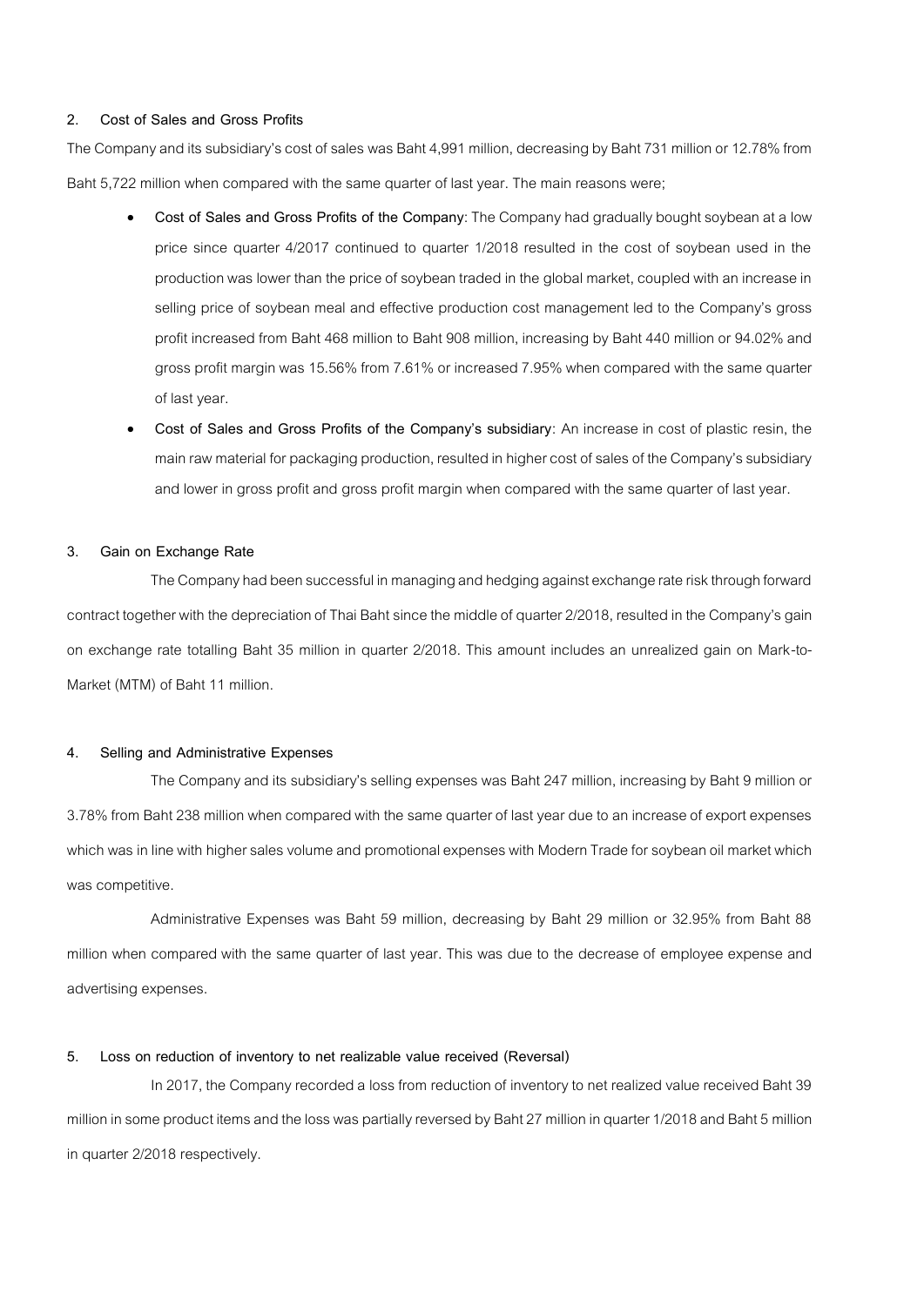## 2. Cost of Sales and Gross Profits

The Company and its subsidiary's cost of sales was Baht 4,991 million, decreasing by Baht 731 million or 12.78% from Baht 5,722 million when compared with the same quarter of last year. The main reasons were;

- **Cost of Sales and Gross Profits of the Company**: The Company had gradually bought soybean at a low price since quarter 4/2017 continued to quarter 1/2018 resulted in the cost of soybean used in the production was lower than the price of soybean traded in the global market, coupled with an increase in selling price of soybean meal and effective production cost management led to the Company's gross profit increased from Baht 468 million to Baht 908 million, increasing by Baht 440 million or 94.02% and gross profit margin was 15.56% from 7.61% or increased 7.95% when compared with the same quarter of last year.
- **Cost of Sales and Gross Profits of the Company's subsidiary**: An increase in cost of plastic resin, the main raw material for packaging production, resulted in higher cost of sales of the Company's subsidiary and lower in gross profit and gross profit margin when compared with the same quarter of last year.

## 3. Gain on Exchange Rate

The Company had been successful in managing and hedging against exchange rate risk through forward contract together with the depreciation of Thai Baht since the middle of quarter 2/2018, resulted in the Company's gain on exchange rate totalling Baht 35 million in quarter 2/2018. This amount includes an unrealized gain on Mark-to-Market (MTM) of Baht 11 million.

## 4. Selling and Administrative Expenses

The Company and its subsidiary's selling expenses was Baht 247 million, increasing by Baht 9 million or 3.78% from Baht 238 million when compared with the same quarter of last year due to an increase of export expenses which was in line with higher sales volume and promotional expenses with Modern Trade for soybean oil market which was competitive.

Administrative Expenses was Baht 59 million, decreasing by Baht 29 million or 32.95% from Baht 88 million when compared with the same quarter of last year. This was due to the decrease of employee expense and advertising expenses.

## 5. Loss on reduction of inventory to net realizable value received (Reversal)

In 2017, the Company recorded a loss from reduction of inventory to net realized value received Baht 39 million in some product items and the loss was partially reversed by Baht 27 million in quarter 1/2018 and Baht 5 million in quarter 2/2018 respectively.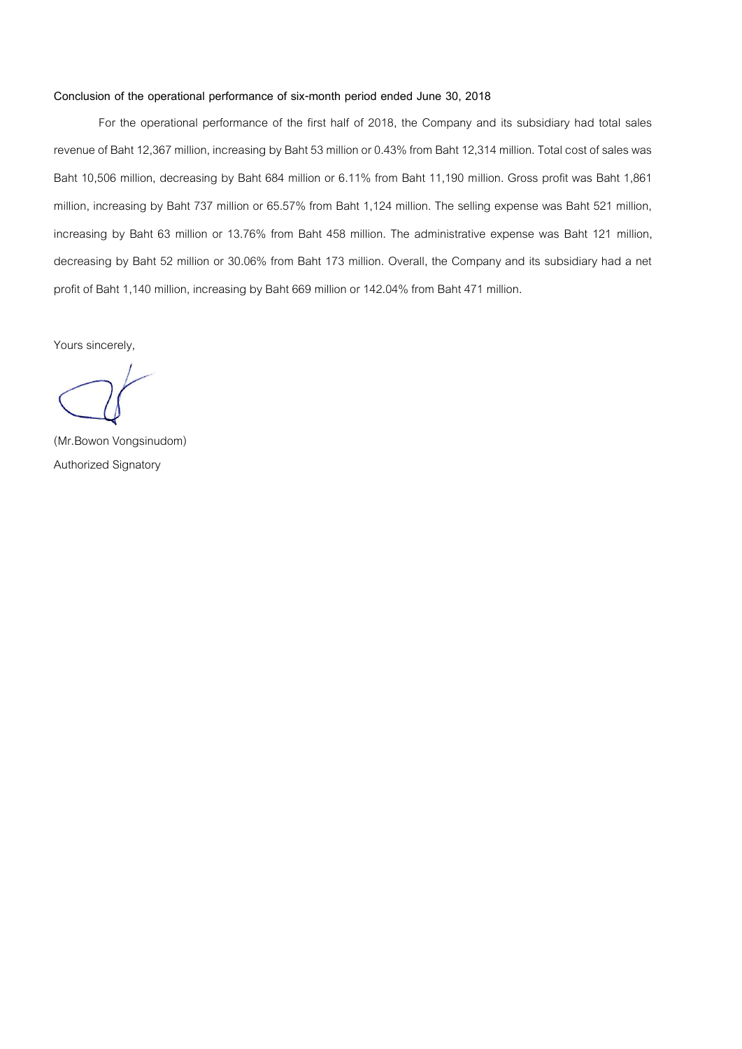**Conclusion of the operational performance of six-month period ended June 30, 2018**

For the operational performance of the first half of 2018, the Company and its subsidiary had total sales revenue of Baht 12,367 million, increasing by Baht 53 million or 0.43% from Baht 12,314 million. Total cost of sales was Baht 10,506 million, decreasing by Baht 684 million or 6.11% from Baht 11,190 million. Gross profit was Baht 1,861 million, increasing by Baht 737 million or 65.57% from Baht 1,124 million. The selling expense was Baht 521 million, increasing by Baht 63 million or 13.76% from Baht 458 million. The administrative expense was Baht 121 million, decreasing by Baht 52 million or 30.06% from Baht 173 million. Overall, the Company and its subsidiary had a net profit of Baht 1,140 million, increasing by Baht 669 million or 142.04% from Baht 471 million.

Yours sincerely,

(Mr.Bowon Vongsinudom)
Authorized Signatory